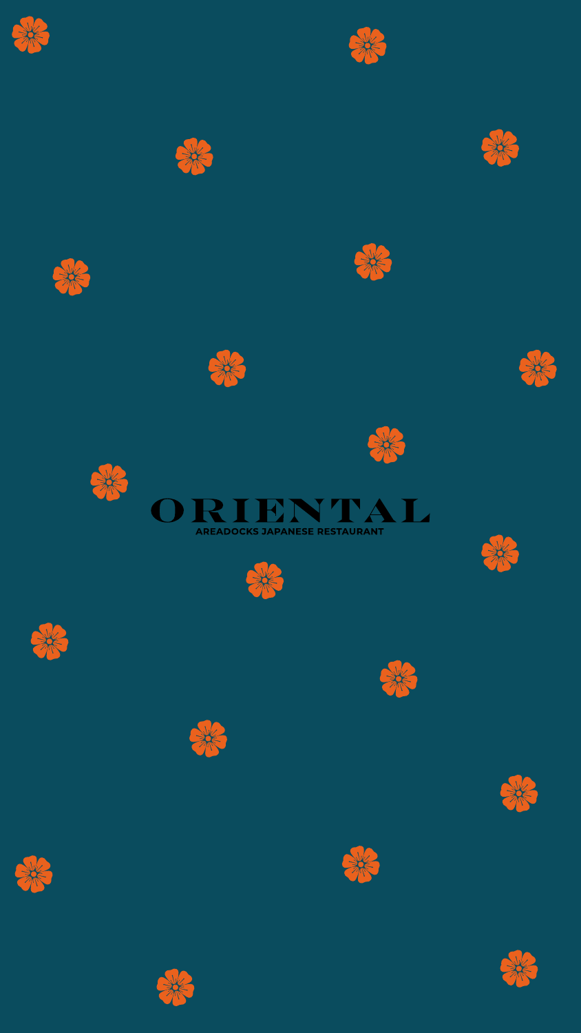# ORIENTAL

**AREADOCKS JAPANESE RESTAURANT**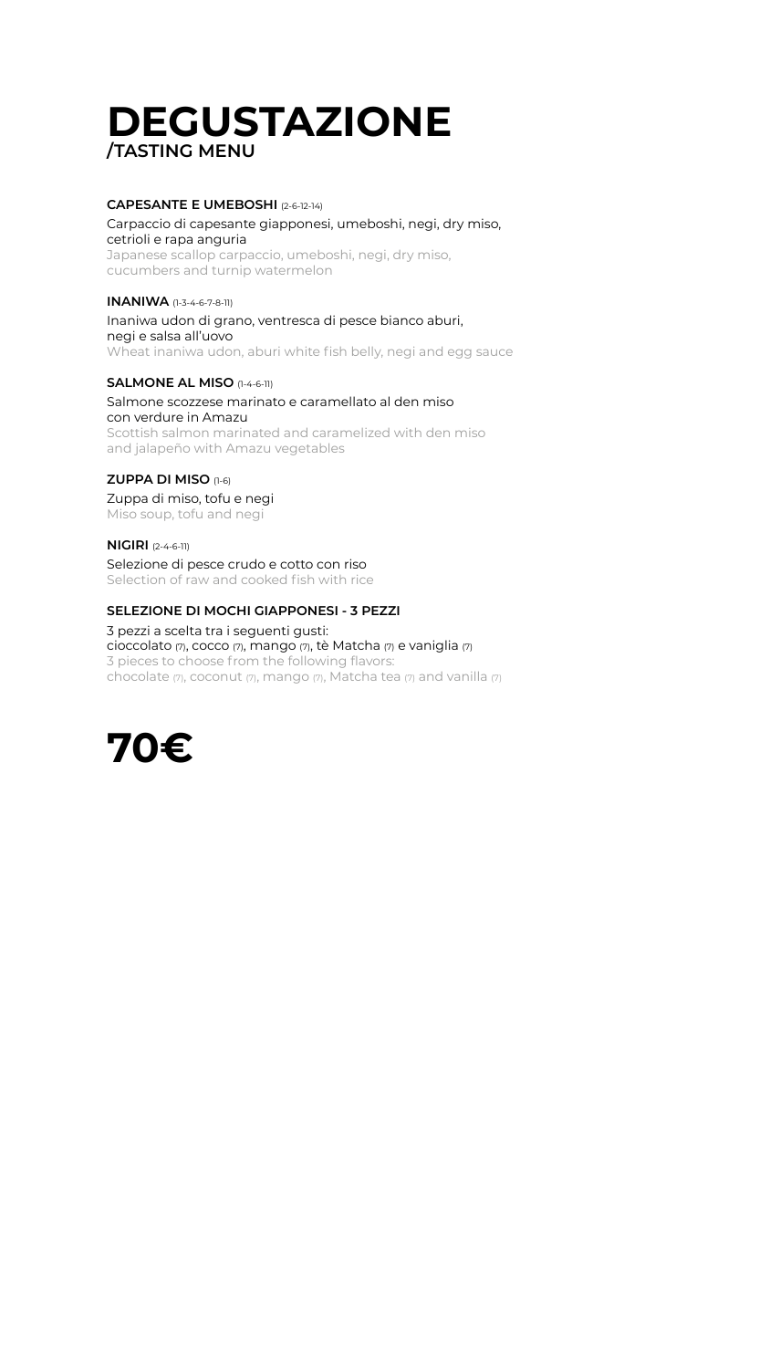# DEGUSTAZIONE
## /TASTING MENU

**CAPESANTE E UMEBOSHI** (2-6-12-14)

Carpaccio di capesante giapponesi, umeboshi, negi, dry miso, cetrioli e rapa anguria
Japanese scallop carpaccio, umeboshi, negi, dry miso, cucumbers and turnip watermelon

**INANIWA** (1-3-4-6-7-8-11)

Inaniwa udon di grano, ventresca di pesce bianco aburi, negi e salsa all'uovo
Wheat inaniwa udon, aburi white fish belly, negi and egg sauce

**SALMONE AL MISO** (1-4-6-11)

Salmone scozzese marinato e caramellato al den miso con verdure in Amazu
Scottish salmon marinated and caramelized with den miso and jalapeño with Amazu vegetables

**ZUPPA DI MISO** (1-6)

Zuppa di miso, tofu e negi
Miso soup, tofu and negi

**NIGIRI** (2-4-6-11)

Selezione di pesce crudo e cotto con riso
Selection of raw and cooked fish with rice

**SELEZIONE DI MOCHI GIAPPONESI - 3 PEZZI**

3 pezzi a scelta tra i seguenti gusti:
cioccolato (7), cocco (7), mango (7), tè Matcha (7) e vaniglia (7)
3 pieces to choose from the following flavors:
chocolate (7), coconut (7), mango (7), Matcha tea (7) and vanilla (7)

# 70€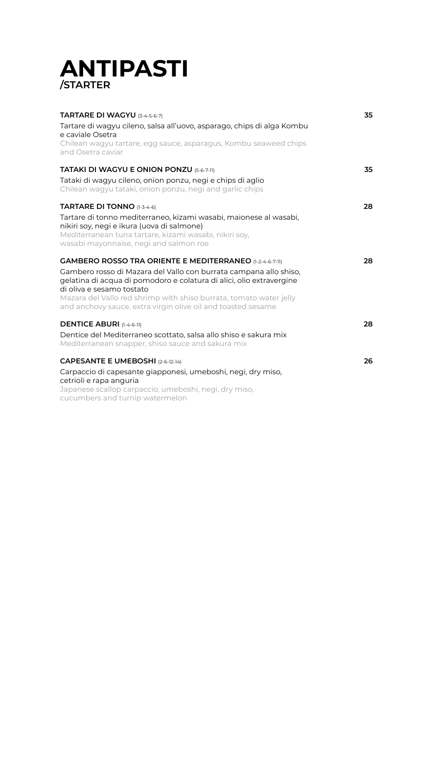# ANTIPASTI
## /STARTER

**TARTARE DI WAGYU** (3-4-5-6-7) **35**

Tartare di wagyu cileno, salsa all'uovo, asparago, chips di alga Kombu e caviale Osetra
Chilean wagyu tartare, egg sauce, asparagus, Kombu seaweed chips and Osetra caviar

**TATAKI DI WAGYU E ONION PONZU** (5-6-7-11) **35**

Tataki di wagyu cileno, onion ponzu, negi e chips di aglio
Chilean wagyu tataki, onion ponzu, negi and garlic chips

**TARTARE DI TONNO** (1-3-4-6) **28**

Tartare di tonno mediterraneo, kizami wasabi, maionese al wasabi, nikiri soy, negi e ikura (uova di salmone)
Mediterranean tuna tartare, kizami wasabi, nikiri soy, wasabi mayonnaise, negi and salmon roe

**GAMBERO ROSSO TRA ORIENTE E MEDITERRANEO** (1-2-4-6-7-11) **28**

Gambero rosso di Mazara del Vallo con burrata campana allo shiso, gelatina di acqua di pomodoro e colatura di alici, olio extravergine di oliva e sesamo tostato
Mazara del Vallo red shrimp with shiso burrata, tomato water jelly and anchovy sauce, extra virgin olive oil and toasted sesame

**DENTICE ABURI** (1-4-6-11) **28**

Dentice del Mediterraneo scottato, salsa allo shiso e sakura mix
Mediterranean snapper, shiso sauce and sakura mix

**CAPESANTE E UMEBOSHI** (2-6-12-14) **26**

Carpaccio di capesante giapponesi, umeboshi, negi, dry miso, cetrioli e rapa anguria
Japanese scallop carpaccio, umeboshi, negi, dry miso, cucumbers and turnip watermelon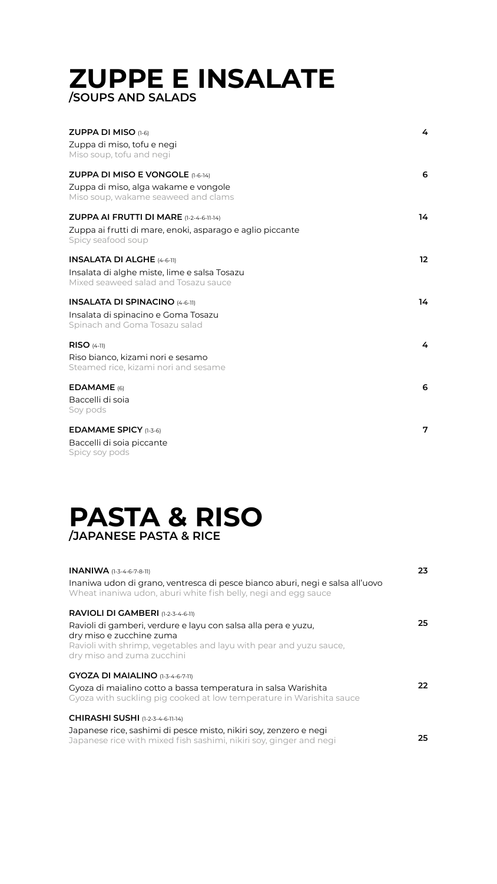# ZUPPE E INSALATE
## /SOUPS AND SALADS

**ZUPPA DI MISO** (1-6) — **4**
Zuppa di miso, tofu e negi
Miso soup, tofu and negi

**ZUPPA DI MISO E VONGOLE** (1-6-14) — **6**
Zuppa di miso, alga wakame e vongole
Miso soup, wakame seaweed and clams

**ZUPPA AI FRUTTI DI MARE** (1-2-4-6-11-14) — **14**
Zuppa ai frutti di mare, enoki, asparago e aglio piccante
Spicy seafood soup

**INSALATA DI ALGHE** (4-6-11) — **12**
Insalata di alghe miste, lime e salsa Tosazu
Mixed seaweed salad and Tosazu sauce

**INSALATA DI SPINACINO** (4-6-11) — **14**
Insalata di spinacino e Goma Tosazu
Spinach and Goma Tosazu salad

**RISO** (4-11) — **4**
Riso bianco, kizami nori e sesamo
Steamed rice, kizami nori and sesame

**EDAMAME** (6) — **6**
Baccelli di soia
Soy pods

**EDAMAME SPICY** (1-3-6) — **7**
Baccelli di soia piccante
Spicy soy pods

# PASTA & RISO
## /JAPANESE PASTA & RICE

**INANIWA** (1-3-4-6-7-8-11) — **23**
Inaniwa udon di grano, ventresca di pesce bianco aburi, negi e salsa all'uovo
Wheat inaniwa udon, aburi white fish belly, negi and egg sauce

**RAVIOLI DI GAMBERI** (1-2-3-4-6-11) — **25**
Ravioli di gamberi, verdure e layu con salsa alla pera e yuzu, dry miso e zucchine zuma
Ravioli with shrimp, vegetables and layu with pear and yuzu sauce, dry miso and zuma zucchini

**GYOZA DI MAIALINO** (1-3-4-6-7-11) — **22**
Gyoza di maialino cotto a bassa temperatura in salsa Warishita
Gyoza with suckling pig cooked at low temperature in Warishita sauce

**CHIRASHI SUSHI** (1-2-3-4-6-11-14) — **25**
Japanese rice, sashimi di pesce misto, nikiri soy, zenzero e negi
Japanese rice with mixed fish sashimi, nikiri soy, ginger and negi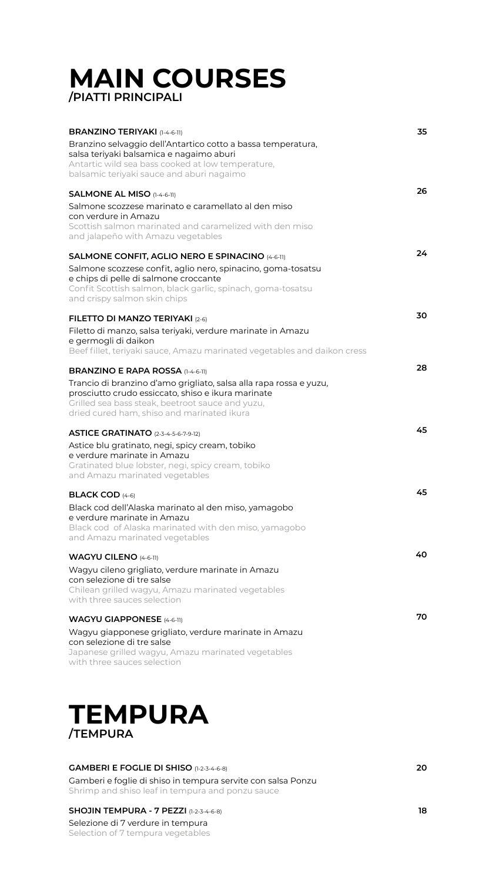# MAIN COURSES
## /PIATTI PRINCIPALI

**BRANZINO TERIYAKI** (1-4-6-11) **35**

Branzino selvaggio dell'Antartico cotto a bassa temperatura, salsa teriyaki balsamica e nagaimo aburi
Antartic wild sea bass cooked at low temperature, balsamic teriyaki sauce and aburi nagaimo

**SALMONE AL MISO** (1-4-6-11) **26**

Salmone scozzese marinato e caramellato al den miso con verdure in Amazu
Scottish salmon marinated and caramelized with den miso and jalapeño with Amazu vegetables

**SALMONE CONFIT, AGLIO NERO E SPINACINO** (4-6-11) **24**

Salmone scozzese confit, aglio nero, spinacino, goma-tosatsu e chips di pelle di salmone croccante
Confit Scottish salmon, black garlic, spinach, goma-tosatsu and crispy salmon skin chips

**FILETTO DI MANZO TERIYAKI** (2-6) **30**

Filetto di manzo, salsa teriyaki, verdure marinate in Amazu e germogli di daikon
Beef fillet, teriyaki sauce, Amazu marinated vegetables and daikon cress

**BRANZINO E RAPA ROSSA** (1-4-6-11) **28**

Trancio di branzino d'amo grigliato, salsa alla rapa rossa e yuzu, prosciutto crudo essiccato, shiso e ikura marinate
Grilled sea bass steak, beetroot sauce and yuzu, dried cured ham, shiso and marinated ikura

**ASTICE GRATINATO** (2-3-4-5-6-7-9-12) **45**

Astice blu gratinato, negi, spicy cream, tobiko e verdure marinate in Amazu
Gratinated blue lobster, negi, spicy cream, tobiko and Amazu marinated vegetables

**BLACK COD** (4-6) **45**

Black cod dell'Alaska marinato al den miso, yamagobo e verdure marinate in Amazu
Black cod of Alaska marinated with den miso, yamagobo and Amazu marinated vegetables

**WAGYU CILENO** (4-6-11) **40**

Wagyu cileno grigliato, verdure marinate in Amazu con selezione di tre salse
Chilean grilled wagyu, Amazu marinated vegetables with three sauces selection

**WAGYU GIAPPONESE** (4-6-11) **70**

Wagyu giapponese grigliato, verdure marinate in Amazu con selezione di tre salse
Japanese grilled wagyu, Amazu marinated vegetables with three sauces selection

# TEMPURA
## /TEMPURA

**GAMBERI E FOGLIE DI SHISO** (1-2-3-4-6-8) **20**

Gamberi e foglie di shiso in tempura servite con salsa Ponzu
Shrimp and shiso leaf in tempura and ponzu sauce

**SHOJIN TEMPURA - 7 PEZZI** (1-2-3-4-6-8) **18**

Selezione di 7 verdure in tempura
Selection of 7 tempura vegetables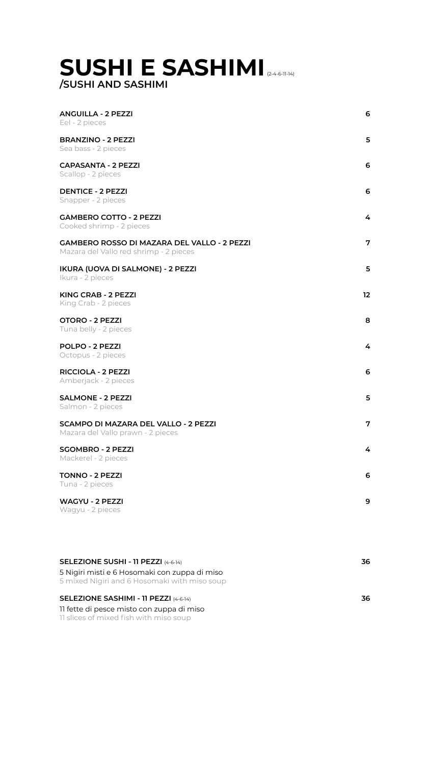# SUSHI E SASHIMI (2-4-6-11-14)
## /SUSHI AND SASHIMI

**ANGUILLA - 2 PEZZI** — **6**
Eel - 2 pieces

**BRANZINO - 2 PEZZI** — **5**
Sea bass - 2 pieces

**CAPASANTA - 2 PEZZI** — **6**
Scallop - 2 pieces

**DENTICE - 2 PEZZI** — **6**
Snapper - 2 pieces

**GAMBERO COTTO - 2 PEZZI** — **4**
Cooked shrimp - 2 pieces

**GAMBERO ROSSO DI MAZARA DEL VALLO - 2 PEZZI** — **7**
Mazara del Vallo red shrimp - 2 pieces

**IKURA (UOVA DI SALMONE) - 2 PEZZI** — **5**
Ikura - 2 pieces

**KING CRAB - 2 PEZZI** — **12**
King Crab - 2 pieces

**OTORO - 2 PEZZI** — **8**
Tuna belly - 2 pieces

**POLPO - 2 PEZZI** — **4**
Octopus - 2 pieces

**RICCIOLA - 2 PEZZI** — **6**
Amberjack - 2 pieces

**SALMONE - 2 PEZZI** — **5**
Salmon - 2 pieces

**SCAMPO DI MAZARA DEL VALLO - 2 PEZZI** — **7**
Mazara del Vallo prawn - 2 pieces

**SGOMBRO - 2 PEZZI** — **4**
Mackerel - 2 pieces

**TONNO - 2 PEZZI** — **6**
Tuna - 2 pieces

**WAGYU - 2 PEZZI** — **9**
Wagyu - 2 pieces

**SELEZIONE SUSHI - 11 PEZZI** (4-6-14) — **36**
5 Nigiri misti e 6 Hosomaki con zuppa di miso
5 mixed Nigiri and 6 Hosomaki with miso soup

**SELEZIONE SASHIMI - 11 PEZZI** (4-6-14) — **36**
11 fette di pesce misto con zuppa di miso
11 slices of mixed fish with miso soup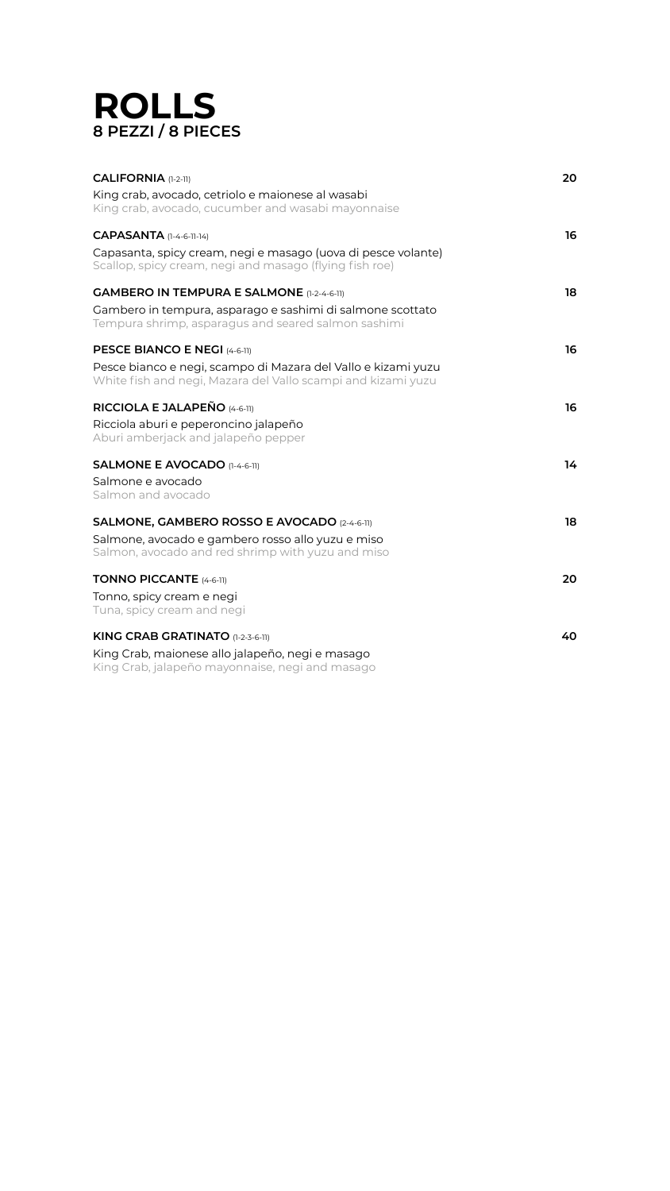# ROLLS
## 8 PEZZI / 8 PIECES

**CALIFORNIA** (1-2-11) **20**

King crab, avocado, cetriolo e maionese al wasabi
King crab, avocado, cucumber and wasabi mayonnaise

**CAPASANTA** (1-4-6-11-14) **16**

Capasanta, spicy cream, negi e masago (uova di pesce volante)
Scallop, spicy cream, negi and masago (flying fish roe)

**GAMBERO IN TEMPURA E SALMONE** (1-2-4-6-11) **18**

Gambero in tempura, asparago e sashimi di salmone scottato
Tempura shrimp, asparagus and seared salmon sashimi

**PESCE BIANCO E NEGI** (4-6-11) **16**

Pesce bianco e negi, scampo di Mazara del Vallo e kizami yuzu
White fish and negi, Mazara del Vallo scampi and kizami yuzu

**RICCIOLA E JALAPEÑO** (4-6-11) **16**

Ricciola aburi e peperoncino jalapeño
Aburi amberjack and jalapeño pepper

**SALMONE E AVOCADO** (1-4-6-11) **14**

Salmone e avocado
Salmon and avocado

**SALMONE, GAMBERO ROSSO E AVOCADO** (2-4-6-11) **18**

Salmone, avocado e gambero rosso allo yuzu e miso
Salmon, avocado and red shrimp with yuzu and miso

**TONNO PICCANTE** (4-6-11) **20**

Tonno, spicy cream e negi
Tuna, spicy cream and negi

**KING CRAB GRATINATO** (1-2-3-6-11) **40**

King Crab, maionese allo jalapeño, negi e masago
King Crab, jalapeño mayonnaise, negi and masago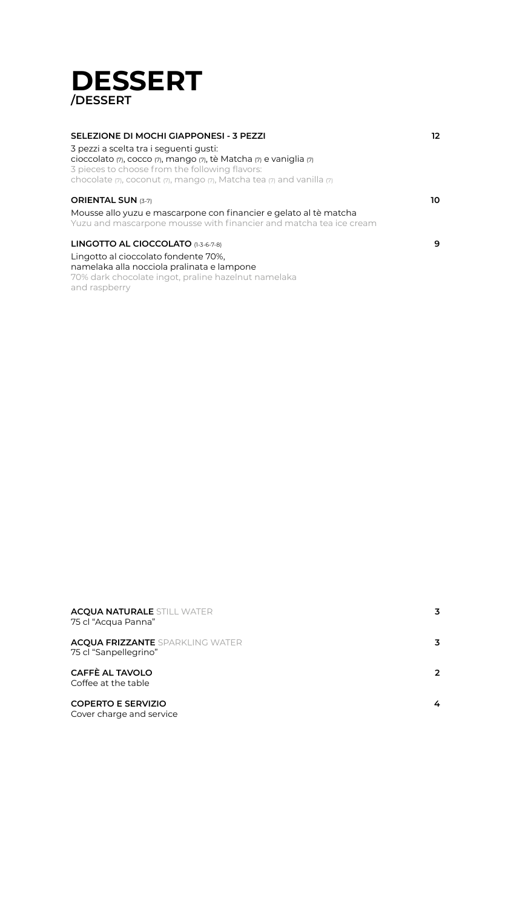# DESSERT
## /DESSERT

**SELEZIONE DI MOCHI GIAPPONESI - 3 PEZZI** **12**

3 pezzi a scelta tra i seguenti gusti:
cioccolato (7), cocco (7), mango (7), tè Matcha (7) e vaniglia (7)
3 pieces to choose from the following flavors:
chocolate (7), coconut (7), mango (7), Matcha tea (7) and vanilla (7)

**ORIENTAL SUN** (3-7) **10**

Mousse allo yuzu e mascarpone con financier e gelato al tè matcha
Yuzu and mascarpone mousse with financier and matcha tea ice cream

**LINGOTTO AL CIOCCOLATO** (1-3-6-7-8) **9**

Lingotto al cioccolato fondente 70%,
namelaka alla nocciola pralinata e lampone
70% dark chocolate ingot, praline hazelnut namelaka
and raspberry

**ACQUA NATURALE** STILL WATER **3**
75 cl "Acqua Panna"

**ACQUA FRIZZANTE** SPARKLING WATER **3**
75 cl "Sanpellegrino"

**CAFFÈ AL TAVOLO** **2**
Coffee at the table

**COPERTO E SERVIZIO** **4**
Cover charge and service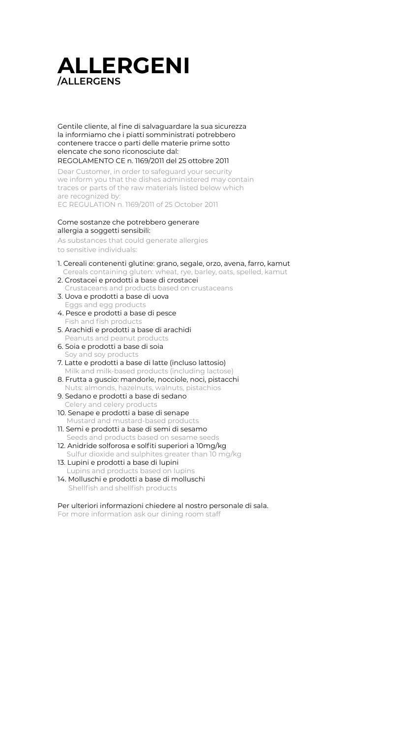# ALLERGENI

## /ALLERGENS

Gentile cliente, al fine di salvaguardare la sua sicurezza la informiamo che i piatti somministrati potrebbero contenere tracce o parti delle materie prime sotto elencate che sono riconosciute dal:
REGOLAMENTO CE n. 1169/2011 del 25 ottobre 2011

Dear Customer, in order to safeguard your security we inform you that the dishes administered may contain traces or parts of the raw materials listed below which are recognized by:
EC REGULATION n. 1169/2011 of 25 October 2011

Come sostanze che potrebbero generare allergia a soggetti sensibili:

As substances that could generate allergies to sensitive individuals:

1. Cereali contenenti glutine: grano, segale, orzo, avena, farro, kamut
   Cereals containing gluten: wheat, rye, barley, oats, spelled, kamut
2. Crostacei e prodotti a base di crostacei
   Crustaceans and products based on crustaceans
3. Uova e prodotti a base di uova
   Eggs and egg products
4. Pesce e prodotti a base di pesce
   Fish and fish products
5. Arachidi e prodotti a base di arachidi
   Peanuts and peanut products
6. Soia e prodotti a base di soia
   Soy and soy products
7. Latte e prodotti a base di latte (incluso lattosio)
   Milk and milk-based products (including lactose)
8. Frutta a guscio: mandorle, nocciole, noci, pistacchi
   Nuts: almonds, hazelnuts, walnuts, pistachios
9. Sedano e prodotti a base di sedano
   Celery and celery products
10. Senape e prodotti a base di senape
    Mustard and mustard-based products
11. Semi e prodotti a base di semi di sesamo
    Seeds and products based on sesame seeds
12. Anidride solforosa e solfiti superiori a 10mg/kg
    Sulfur dioxide and sulphites greater than 10 mg/kg
13. Lupini e prodotti a base di lupini
    Lupins and products based on lupins
14. Molluschi e prodotti a base di molluschi
    Shellfish and shellfish products

Per ulteriori informazioni chiedere al nostro personale di sala.
For more information ask our dining room staff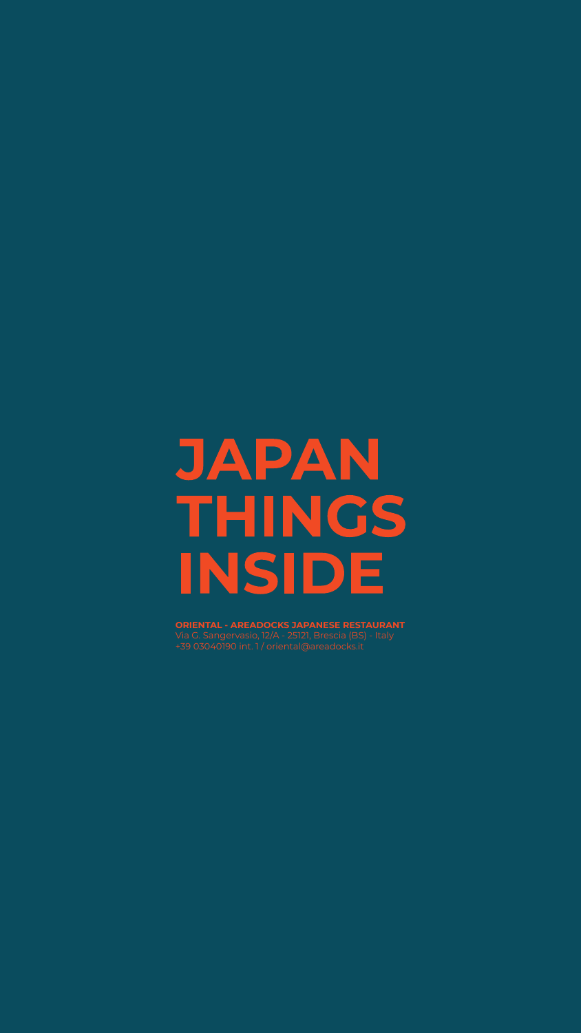# JAPAN THINGS INSIDE

**ORIENTAL - AREADOCKS JAPANESE RESTAURANT**
Via G. Sangervasio, 12/A - 25121, Brescia (BS) - Italy
+39 03040190 int. 1 / oriental@areadocks.it